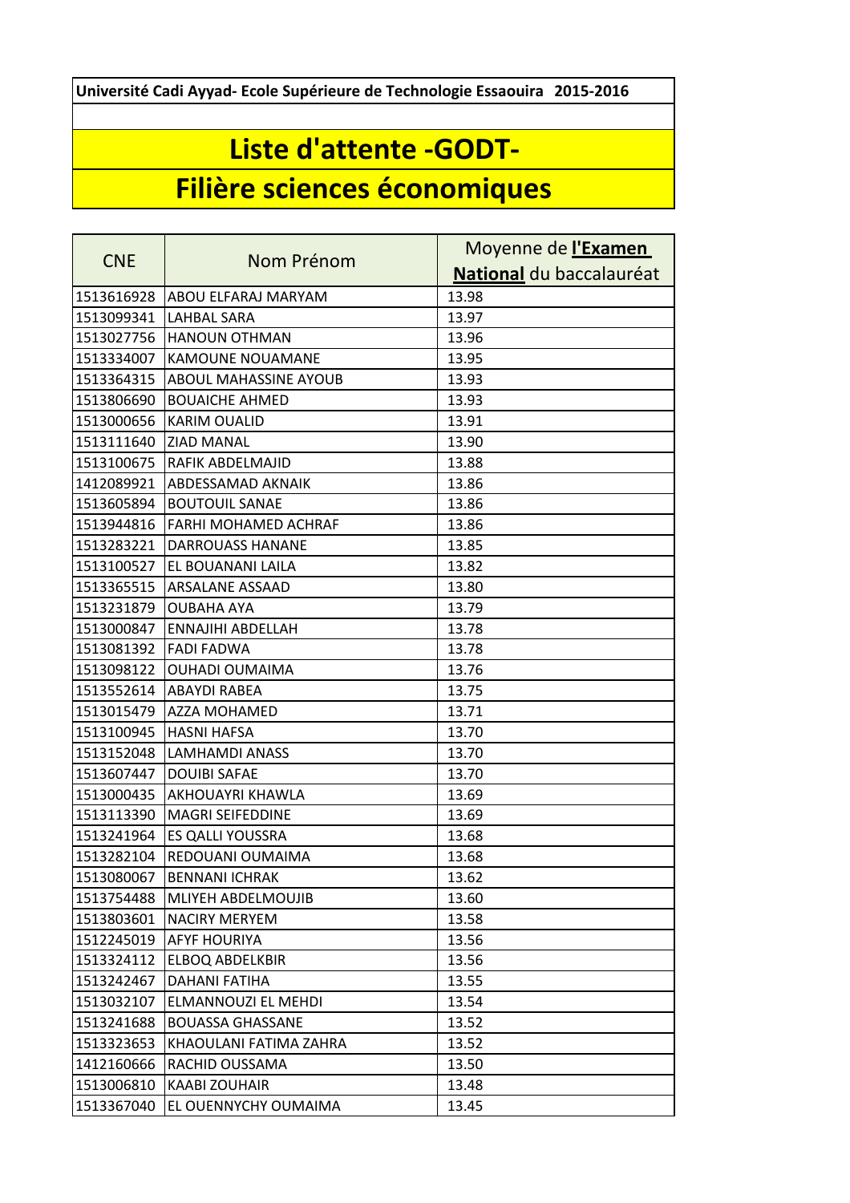**Université Cadi Ayyad- Ecole Supérieure de Technologie Essaouira 2015-2016**

# Liste d'attente -GODT-

# Filière sciences économiques

| CNE | Nom Prénom | Moyenne de **l'Examen National** du baccalauréat |
|---|---|---|
| 1513616928 | ABOU ELFARAJ MARYAM | 13.98 |
| 1513099341 | LAHBAL SARA | 13.97 |
| 1513027756 | HANOUN OTHMAN | 13.96 |
| 1513334007 | KAMOUNE NOUAMANE | 13.95 |
| 1513364315 | ABOUL MAHASSINE AYOUB | 13.93 |
| 1513806690 | BOUAICHE AHMED | 13.93 |
| 1513000656 | KARIM OUALID | 13.91 |
| 1513111640 | ZIAD MANAL | 13.90 |
| 1513100675 | RAFIK ABDELMAJID | 13.88 |
| 1412089921 | ABDESSAMAD AKNAIK | 13.86 |
| 1513605894 | BOUTOUIL SANAE | 13.86 |
| 1513944816 | FARHI MOHAMED ACHRAF | 13.86 |
| 1513283221 | DARROUASS HANANE | 13.85 |
| 1513100527 | EL BOUANANI LAILA | 13.82 |
| 1513365515 | ARSALANE ASSAAD | 13.80 |
| 1513231879 | OUBAHA AYA | 13.79 |
| 1513000847 | ENNAJIHI ABDELLAH | 13.78 |
| 1513081392 | FADI FADWA | 13.78 |
| 1513098122 | OUHADI OUMAIMA | 13.76 |
| 1513552614 | ABAYDI RABEA | 13.75 |
| 1513015479 | AZZA MOHAMED | 13.71 |
| 1513100945 | HASNI HAFSA | 13.70 |
| 1513152048 | LAMHAMDI ANASS | 13.70 |
| 1513607447 | DOUIBI SAFAE | 13.70 |
| 1513000435 | AKHOUAYRI KHAWLA | 13.69 |
| 1513113390 | MAGRI SEIFEDDINE | 13.69 |
| 1513241964 | ES QALLI YOUSSRA | 13.68 |
| 1513282104 | REDOUANI OUMAIMA | 13.68 |
| 1513080067 | BENNANI ICHRAK | 13.62 |
| 1513754488 | MLIYEH ABDELMOUJIB | 13.60 |
| 1513803601 | NACIRY MERYEM | 13.58 |
| 1512245019 | AFYF HOURIYA | 13.56 |
| 1513324112 | ELBOQ ABDELKBIR | 13.56 |
| 1513242467 | DAHANI FATIHA | 13.55 |
| 1513032107 | ELMANNOUZI EL MEHDI | 13.54 |
| 1513241688 | BOUASSA GHASSANE | 13.52 |
| 1513323653 | KHAOULANI FATIMA ZAHRA | 13.52 |
| 1412160666 | RACHID OUSSAMA | 13.50 |
| 1513006810 | KAABI ZOUHAIR | 13.48 |
| 1513367040 | EL OUENNYCHY OUMAIMA | 13.45 |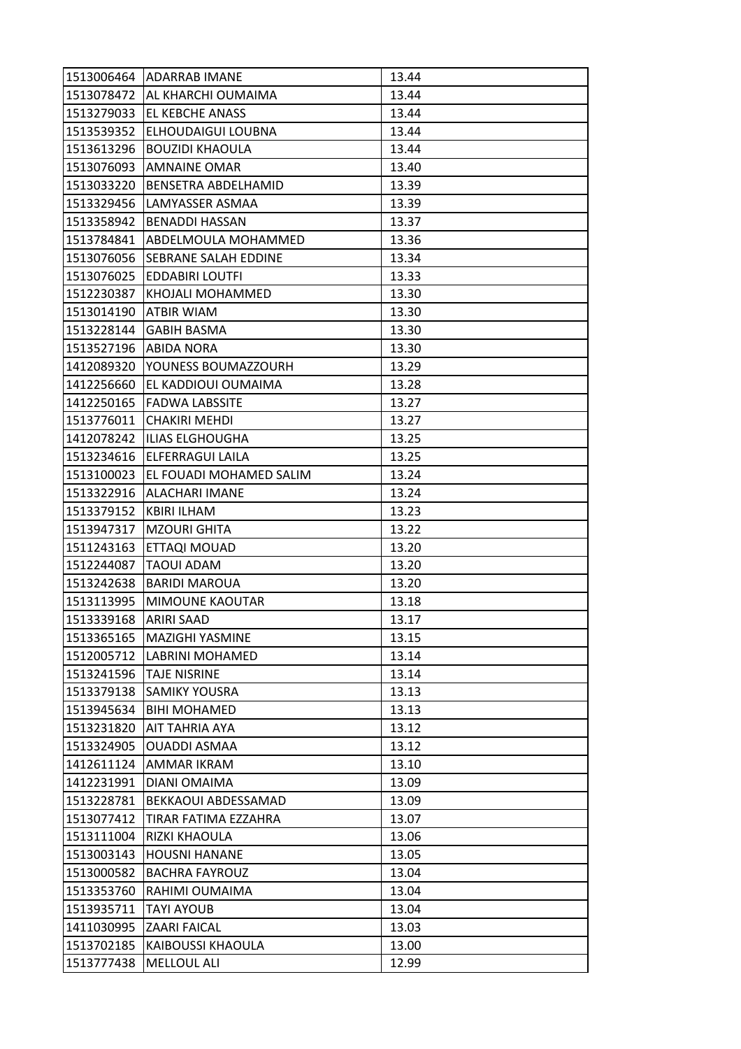| | | |
|---|---|---|
| 1513006464 | ADARRAB IMANE | 13.44 |
| 1513078472 | AL KHARCHI OUMAIMA | 13.44 |
| 1513279033 | EL KEBCHE ANASS | 13.44 |
| 1513539352 | ELHOUDAIGUI LOUBNA | 13.44 |
| 1513613296 | BOUZIDI KHAOULA | 13.44 |
| 1513076093 | AMNAINE OMAR | 13.40 |
| 1513033220 | BENSETRA ABDELHAMID | 13.39 |
| 1513329456 | LAMYASSER ASMAA | 13.39 |
| 1513358942 | BENADDI HASSAN | 13.37 |
| 1513784841 | ABDELMOULA MOHAMMED | 13.36 |
| 1513076056 | SEBRANE SALAH EDDINE | 13.34 |
| 1513076025 | EDDABIRI LOUTFI | 13.33 |
| 1512230387 | KHOJALI MOHAMMED | 13.30 |
| 1513014190 | ATBIR WIAM | 13.30 |
| 1513228144 | GABIH BASMA | 13.30 |
| 1513527196 | ABIDA NORA | 13.30 |
| 1412089320 | YOUNESS BOUMAZZOURH | 13.29 |
| 1412256660 | EL KADDIOUI OUMAIMA | 13.28 |
| 1412250165 | FADWA LABSSITE | 13.27 |
| 1513776011 | CHAKIRI MEHDI | 13.27 |
| 1412078242 | ILIAS ELGHOUGHA | 13.25 |
| 1513234616 | ELFERRAGUI LAILA | 13.25 |
| 1513100023 | EL FOUADI MOHAMED SALIM | 13.24 |
| 1513322916 | ALACHARI IMANE | 13.24 |
| 1513379152 | KBIRI ILHAM | 13.23 |
| 1513947317 | MZOURI GHITA | 13.22 |
| 1511243163 | ETTAQI MOUAD | 13.20 |
| 1512244087 | TAOUI ADAM | 13.20 |
| 1513242638 | BARIDI MAROUA | 13.20 |
| 1513113995 | MIMOUNE KAOUTAR | 13.18 |
| 1513339168 | ARIRI SAAD | 13.17 |
| 1513365165 | MAZIGHI YASMINE | 13.15 |
| 1512005712 | LABRINI MOHAMED | 13.14 |
| 1513241596 | TAJE NISRINE | 13.14 |
| 1513379138 | SAMIKY YOUSRA | 13.13 |
| 1513945634 | BIHI MOHAMED | 13.13 |
| 1513231820 | AIT TAHRIA AYA | 13.12 |
| 1513324905 | OUADDI ASMAA | 13.12 |
| 1412611124 | AMMAR IKRAM | 13.10 |
| 1412231991 | DIANI OMAIMA | 13.09 |
| 1513228781 | BEKKAOUI ABDESSAMAD | 13.09 |
| 1513077412 | TIRAR FATIMA EZZAHRA | 13.07 |
| 1513111004 | RIZKI KHAOULA | 13.06 |
| 1513003143 | HOUSNI HANANE | 13.05 |
| 1513000582 | BACHRA FAYROUZ | 13.04 |
| 1513353760 | RAHIMI OUMAIMA | 13.04 |
| 1513935711 | TAYI AYOUB | 13.04 |
| 1411030995 | ZAARI FAICAL | 13.03 |
| 1513702185 | KAIBOUSSI KHAOULA | 13.00 |
| 1513777438 | MELLOUL ALI | 12.99 |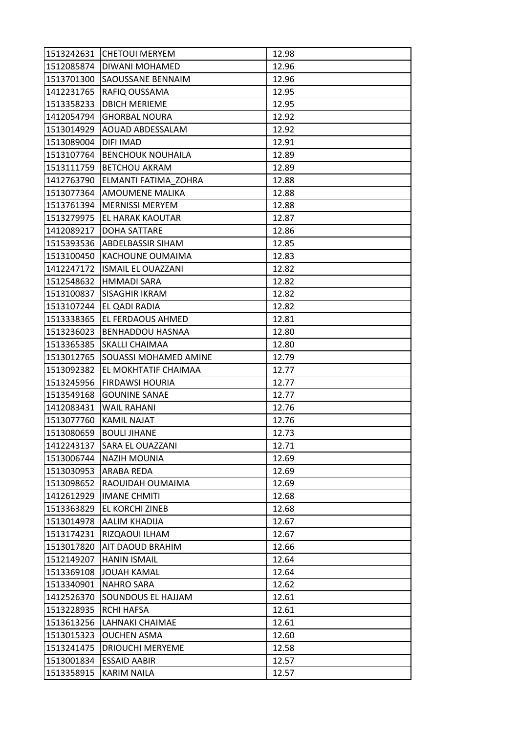| 1513242631 | CHETOUI MERYEM | 12.98 |
|---|---|---|
| 1512085874 | DIWANI MOHAMED | 12.96 |
| 1513701300 | SAOUSSANE BENNAIM | 12.96 |
| 1412231765 | RAFIQ OUSSAMA | 12.95 |
| 1513358233 | DBICH MERIEME | 12.95 |
| 1412054794 | GHORBAL NOURA | 12.92 |
| 1513014929 | AOUAD ABDESSALAM | 12.92 |
| 1513089004 | DIFI IMAD | 12.91 |
| 1513107764 | BENCHOUK NOUHAILA | 12.89 |
| 1513111759 | BETCHOU AKRAM | 12.89 |
| 1412763790 | ELMANTI FATIMA_ZOHRA | 12.88 |
| 1513077364 | AMOUMENE MALIKA | 12.88 |
| 1513761394 | MERNISSI MERYEM | 12.88 |
| 1513279975 | EL HARAK KAOUTAR | 12.87 |
| 1412089217 | DOHA SATTARE | 12.86 |
| 1515393536 | ABDELBASSIR SIHAM | 12.85 |
| 1513100450 | KACHOUNE OUMAIMA | 12.83 |
| 1412247172 | ISMAIL EL OUAZZANI | 12.82 |
| 1512548632 | HMMADI SARA | 12.82 |
| 1513100837 | SISAGHIR IKRAM | 12.82 |
| 1513107244 | EL QADI RADIA | 12.82 |
| 1513338365 | EL FERDAOUS AHMED | 12.81 |
| 1513236023 | BENHADDOU HASNAA | 12.80 |
| 1513365385 | SKALLI CHAIMAA | 12.80 |
| 1513012765 | SOUASSI MOHAMED AMINE | 12.79 |
| 1513092382 | EL MOKHTATIF CHAIMAA | 12.77 |
| 1513245956 | FIRDAWSI HOURIA | 12.77 |
| 1513549168 | GOUNINE SANAE | 12.77 |
| 1412083431 | WAIL RAHANI | 12.76 |
| 1513077760 | KAMIL NAJAT | 12.76 |
| 1513080659 | BOULI JIHANE | 12.73 |
| 1412243137 | SARA EL OUAZZANI | 12.71 |
| 1513006744 | NAZIH MOUNIA | 12.69 |
| 1513030953 | ARABA REDA | 12.69 |
| 1513098652 | RAOUIDAH OUMAIMA | 12.69 |
| 1412612929 | IMANE CHMITI | 12.68 |
| 1513363829 | EL KORCHI ZINEB | 12.68 |
| 1513014978 | AALIM KHADIJA | 12.67 |
| 1513174231 | RIZQAOUI ILHAM | 12.67 |
| 1513017820 | AIT DAOUD BRAHIM | 12.66 |
| 1512149207 | HANIN ISMAIL | 12.64 |
| 1513369108 | JOUAH KAMAL | 12.64 |
| 1513340901 | NAHRO SARA | 12.62 |
| 1412526370 | SOUNDOUS EL HAJJAM | 12.61 |
| 1513228935 | RCHI HAFSA | 12.61 |
| 1513613256 | LAHNAKI CHAIMAE | 12.61 |
| 1513015323 | OUCHEN ASMA | 12.60 |
| 1513241475 | DRIOUCHI MERYEME | 12.58 |
| 1513001834 | ESSAID AABIR | 12.57 |
| 1513358915 | KARIM NAILA | 12.57 |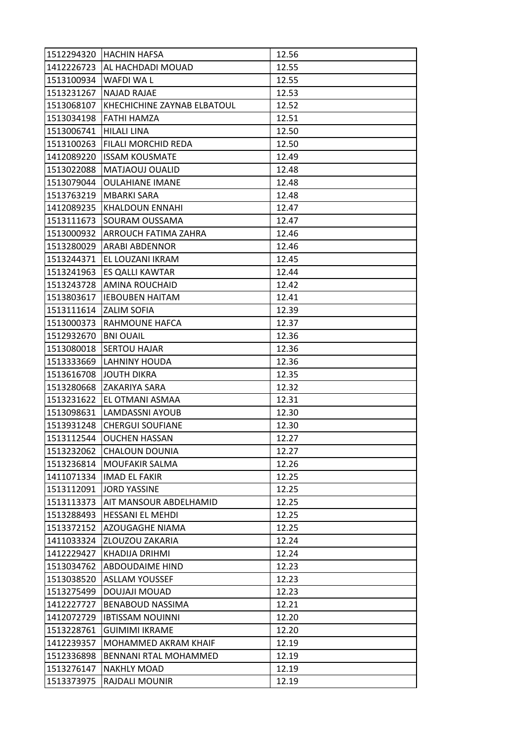| | | |
|---|---|---|
| 1512294320 | HACHIN HAFSA | 12.56 |
| 1412226723 | AL HACHDADI MOUAD | 12.55 |
| 1513100934 | WAFDI WA L | 12.55 |
| 1513231267 | NAJAD RAJAE | 12.53 |
| 1513068107 | KHECHICHINE ZAYNAB ELBATOUL | 12.52 |
| 1513034198 | FATHI HAMZA | 12.51 |
| 1513006741 | HILALI LINA | 12.50 |
| 1513100263 | FILALI MORCHID REDA | 12.50 |
| 1412089220 | ISSAM KOUSMATE | 12.49 |
| 1513022088 | MATJAOUJ OUALID | 12.48 |
| 1513079044 | OULAHIANE IMANE | 12.48 |
| 1513763219 | MBARKI SARA | 12.48 |
| 1412089235 | KHALDOUN ENNAHI | 12.47 |
| 1513111673 | SOURAM OUSSAMA | 12.47 |
| 1513000932 | ARROUCH FATIMA ZAHRA | 12.46 |
| 1513280029 | ARABI ABDENNOR | 12.46 |
| 1513244371 | EL LOUZANI IKRAM | 12.45 |
| 1513241963 | ES QALLI KAWTAR | 12.44 |
| 1513243728 | AMINA ROUCHAID | 12.42 |
| 1513803617 | IEBOUBEN HAITAM | 12.41 |
| 1513111614 | ZALIM SOFIA | 12.39 |
| 1513000373 | RAHMOUNE HAFCA | 12.37 |
| 1512932670 | BNI OUAIL | 12.36 |
| 1513080018 | SERTOU HAJAR | 12.36 |
| 1513333669 | LAHNINY HOUDA | 12.36 |
| 1513616708 | JOUTH DIKRA | 12.35 |
| 1513280668 | ZAKARIYA SARA | 12.32 |
| 1513231622 | EL OTMANI ASMAA | 12.31 |
| 1513098631 | LAMDASSNI AYOUB | 12.30 |
| 1513931248 | CHERGUI SOUFIANE | 12.30 |
| 1513112544 | OUCHEN HASSAN | 12.27 |
| 1513232062 | CHALOUN DOUNIA | 12.27 |
| 1513236814 | MOUFAKIR SALMA | 12.26 |
| 1411071334 | IMAD EL FAKIR | 12.25 |
| 1513112091 | JORD YASSINE | 12.25 |
| 1513113373 | AIT MANSOUR ABDELHAMID | 12.25 |
| 1513288493 | HESSANI EL MEHDI | 12.25 |
| 1513372152 | AZOUGAGHE NIAMA | 12.25 |
| 1411033324 | ZLOUZOU ZAKARIA | 12.24 |
| 1412229427 | KHADIJA DRIHMI | 12.24 |
| 1513034762 | ABDOUDAIME HIND | 12.23 |
| 1513038520 | ASLLAM YOUSSEF | 12.23 |
| 1513275499 | DOUJAJI MOUAD | 12.23 |
| 1412227727 | BENABOUD NASSIMA | 12.21 |
| 1412072729 | IBTISSAM NOUINNI | 12.20 |
| 1513228761 | GUIMIMI IKRAME | 12.20 |
| 1412239357 | MOHAMMED AKRAM KHAIF | 12.19 |
| 1512336898 | BENNANI RTAL MOHAMMED | 12.19 |
| 1513276147 | NAKHLY MOAD | 12.19 |
| 1513373975 | RAJDALI MOUNIR | 12.19 |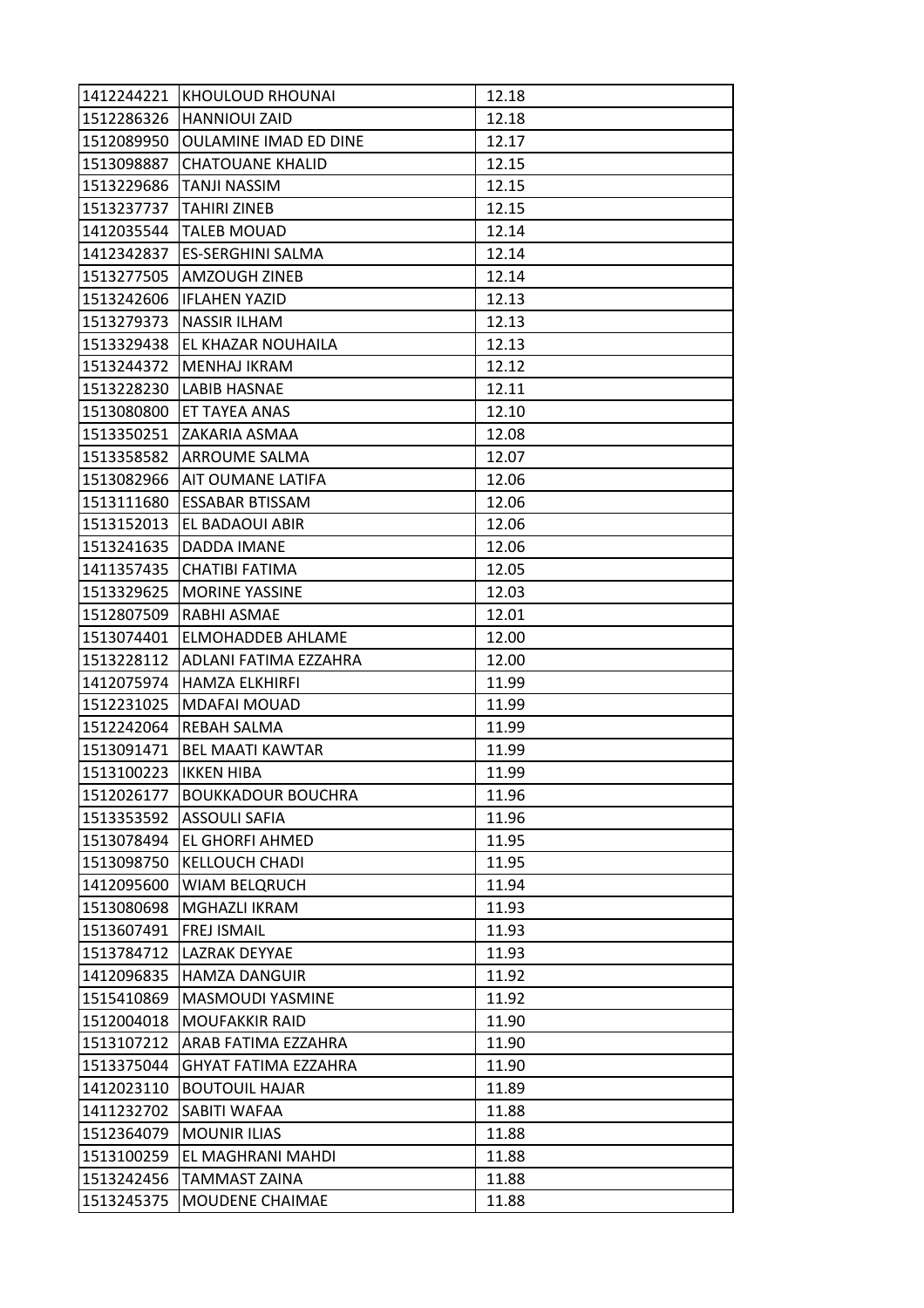| 1412244221 | KHOULOUD RHOUNAI | 12.18 |
|---|---|---|
| 1512286326 | HANNIOUI ZAID | 12.18 |
| 1512089950 | OULAMINE IMAD ED DINE | 12.17 |
| 1513098887 | CHATOUANE KHALID | 12.15 |
| 1513229686 | TANJI NASSIM | 12.15 |
| 1513237737 | TAHIRI ZINEB | 12.15 |
| 1412035544 | TALEB MOUAD | 12.14 |
| 1412342837 | ES-SERGHINI SALMA | 12.14 |
| 1513277505 | AMZOUGH ZINEB | 12.14 |
| 1513242606 | IFLAHEN YAZID | 12.13 |
| 1513279373 | NASSIR ILHAM | 12.13 |
| 1513329438 | EL KHAZAR NOUHAILA | 12.13 |
| 1513244372 | MENHAJ IKRAM | 12.12 |
| 1513228230 | LABIB HASNAE | 12.11 |
| 1513080800 | ET TAYEA ANAS | 12.10 |
| 1513350251 | ZAKARIA ASMAA | 12.08 |
| 1513358582 | ARROUME SALMA | 12.07 |
| 1513082966 | AIT OUMANE LATIFA | 12.06 |
| 1513111680 | ESSABAR BTISSAM | 12.06 |
| 1513152013 | EL BADAOUI ABIR | 12.06 |
| 1513241635 | DADDA IMANE | 12.06 |
| 1411357435 | CHATIBI FATIMA | 12.05 |
| 1513329625 | MORINE YASSINE | 12.03 |
| 1512807509 | RABHI ASMAE | 12.01 |
| 1513074401 | ELMOHADDEB AHLAME | 12.00 |
| 1513228112 | ADLANI FATIMA EZZAHRA | 12.00 |
| 1412075974 | HAMZA ELKHIRFI | 11.99 |
| 1512231025 | MDAFAI MOUAD | 11.99 |
| 1512242064 | REBAH SALMA | 11.99 |
| 1513091471 | BEL MAATI KAWTAR | 11.99 |
| 1513100223 | IKKEN HIBA | 11.99 |
| 1512026177 | BOUKKADOUR BOUCHRA | 11.96 |
| 1513353592 | ASSOULI SAFIA | 11.96 |
| 1513078494 | EL GHORFI AHMED | 11.95 |
| 1513098750 | KELLOUCH CHADI | 11.95 |
| 1412095600 | WIAM BELQRUCH | 11.94 |
| 1513080698 | MGHAZLI IKRAM | 11.93 |
| 1513607491 | FREJ ISMAIL | 11.93 |
| 1513784712 | LAZRAK DEYYAE | 11.93 |
| 1412096835 | HAMZA DANGUIR | 11.92 |
| 1515410869 | MASMOUDI YASMINE | 11.92 |
| 1512004018 | MOUFAKKIR RAID | 11.90 |
| 1513107212 | ARAB FATIMA EZZAHRA | 11.90 |
| 1513375044 | GHYAT FATIMA EZZAHRA | 11.90 |
| 1412023110 | BOUTOUIL HAJAR | 11.89 |
| 1411232702 | SABITI WAFAA | 11.88 |
| 1512364079 | MOUNIR ILIAS | 11.88 |
| 1513100259 | EL MAGHRANI MAHDI | 11.88 |
| 1513242456 | TAMMAST ZAINA | 11.88 |
| 1513245375 | MOUDENE CHAIMAE | 11.88 |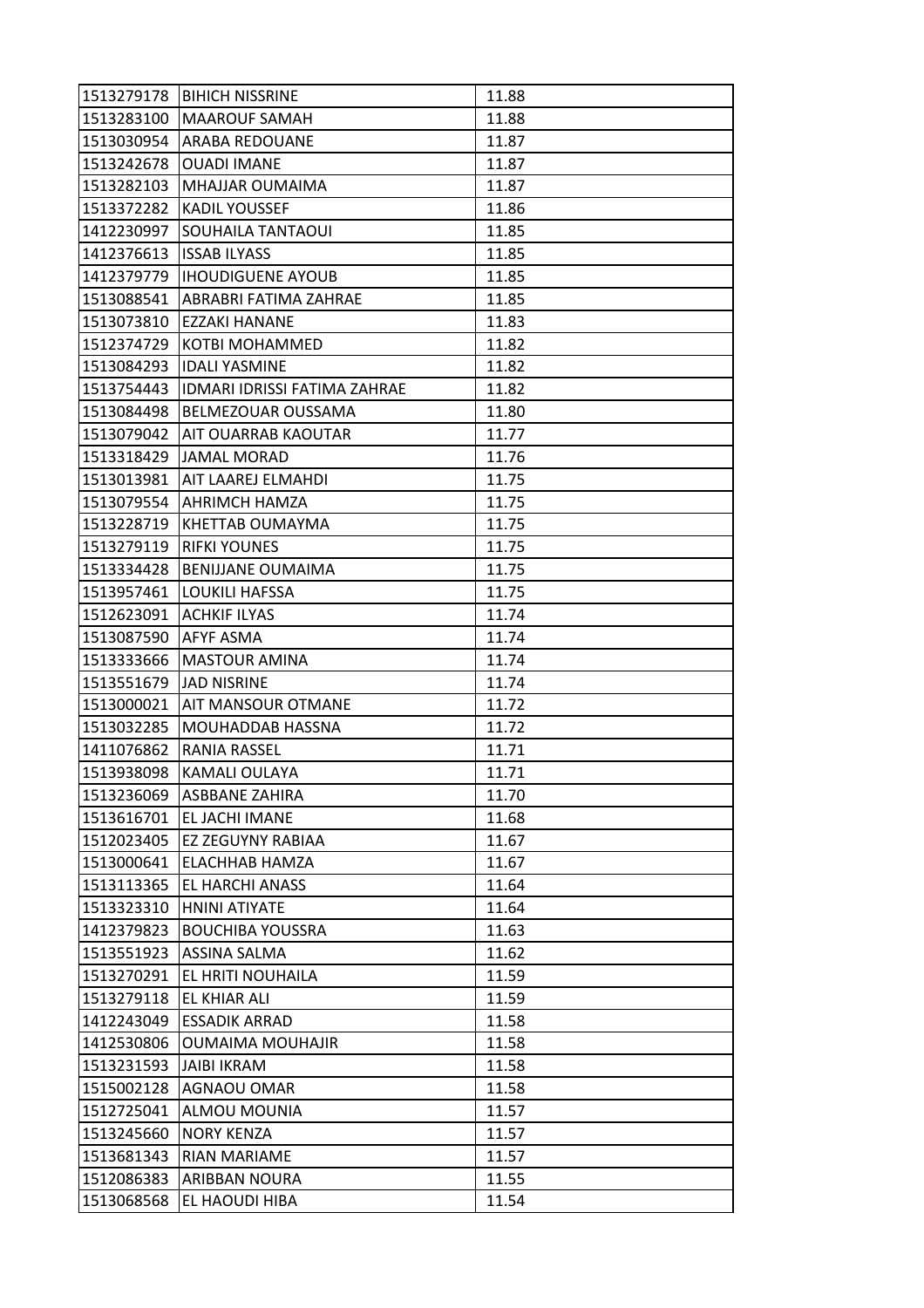| | | |
|---|---|---|
| 1513279178 | BIHICH NISSRINE | 11.88 |
| 1513283100 | MAAROUF SAMAH | 11.88 |
| 1513030954 | ARABA REDOUANE | 11.87 |
| 1513242678 | OUADI IMANE | 11.87 |
| 1513282103 | MHAJJAR OUMAIMA | 11.87 |
| 1513372282 | KADIL YOUSSEF | 11.86 |
| 1412230997 | SOUHAILA TANTAOUI | 11.85 |
| 1412376613 | ISSAB ILYASS | 11.85 |
| 1412379779 | IHOUDIGUENE AYOUB | 11.85 |
| 1513088541 | ABRABRI FATIMA ZAHRAE | 11.85 |
| 1513073810 | EZZAKI HANANE | 11.83 |
| 1512374729 | KOTBI MOHAMMED | 11.82 |
| 1513084293 | IDALI YASMINE | 11.82 |
| 1513754443 | IDMARI IDRISSI FATIMA ZAHRAE | 11.82 |
| 1513084498 | BELMEZOUAR OUSSAMA | 11.80 |
| 1513079042 | AIT OUARRAB KAOUTAR | 11.77 |
| 1513318429 | JAMAL MORAD | 11.76 |
| 1513013981 | AIT LAAREJ ELMAHDI | 11.75 |
| 1513079554 | AHRIMCH HAMZA | 11.75 |
| 1513228719 | KHETTAB OUMAYMA | 11.75 |
| 1513279119 | RIFKI YOUNES | 11.75 |
| 1513334428 | BENIJJANE OUMAIMA | 11.75 |
| 1513957461 | LOUKILI HAFSSA | 11.75 |
| 1512623091 | ACHKIF ILYAS | 11.74 |
| 1513087590 | AFYF ASMA | 11.74 |
| 1513333666 | MASTOUR AMINA | 11.74 |
| 1513551679 | JAD NISRINE | 11.74 |
| 1513000021 | AIT MANSOUR OTMANE | 11.72 |
| 1513032285 | MOUHADDAB HASSNA | 11.72 |
| 1411076862 | RANIA RASSEL | 11.71 |
| 1513938098 | KAMALI OULAYA | 11.71 |
| 1513236069 | ASBBANE ZAHIRA | 11.70 |
| 1513616701 | EL JACHI IMANE | 11.68 |
| 1512023405 | EZ ZEGUYNY RABIAA | 11.67 |
| 1513000641 | ELACHHAB HAMZA | 11.67 |
| 1513113365 | EL HARCHI ANASS | 11.64 |
| 1513323310 | HNINI ATIYATE | 11.64 |
| 1412379823 | BOUCHIBA YOUSSRA | 11.63 |
| 1513551923 | ASSINA SALMA | 11.62 |
| 1513270291 | EL HRITI NOUHAILA | 11.59 |
| 1513279118 | EL KHIAR ALI | 11.59 |
| 1412243049 | ESSADIK ARRAD | 11.58 |
| 1412530806 | OUMAIMA MOUHAJIR | 11.58 |
| 1513231593 | JAIBI IKRAM | 11.58 |
| 1515002128 | AGNAOU OMAR | 11.58 |
| 1512725041 | ALMOU MOUNIA | 11.57 |
| 1513245660 | NORY KENZA | 11.57 |
| 1513681343 | RIAN MARIAME | 11.57 |
| 1512086383 | ARIBBAN NOURA | 11.55 |
| 1513068568 | EL HAOUDI HIBA | 11.54 |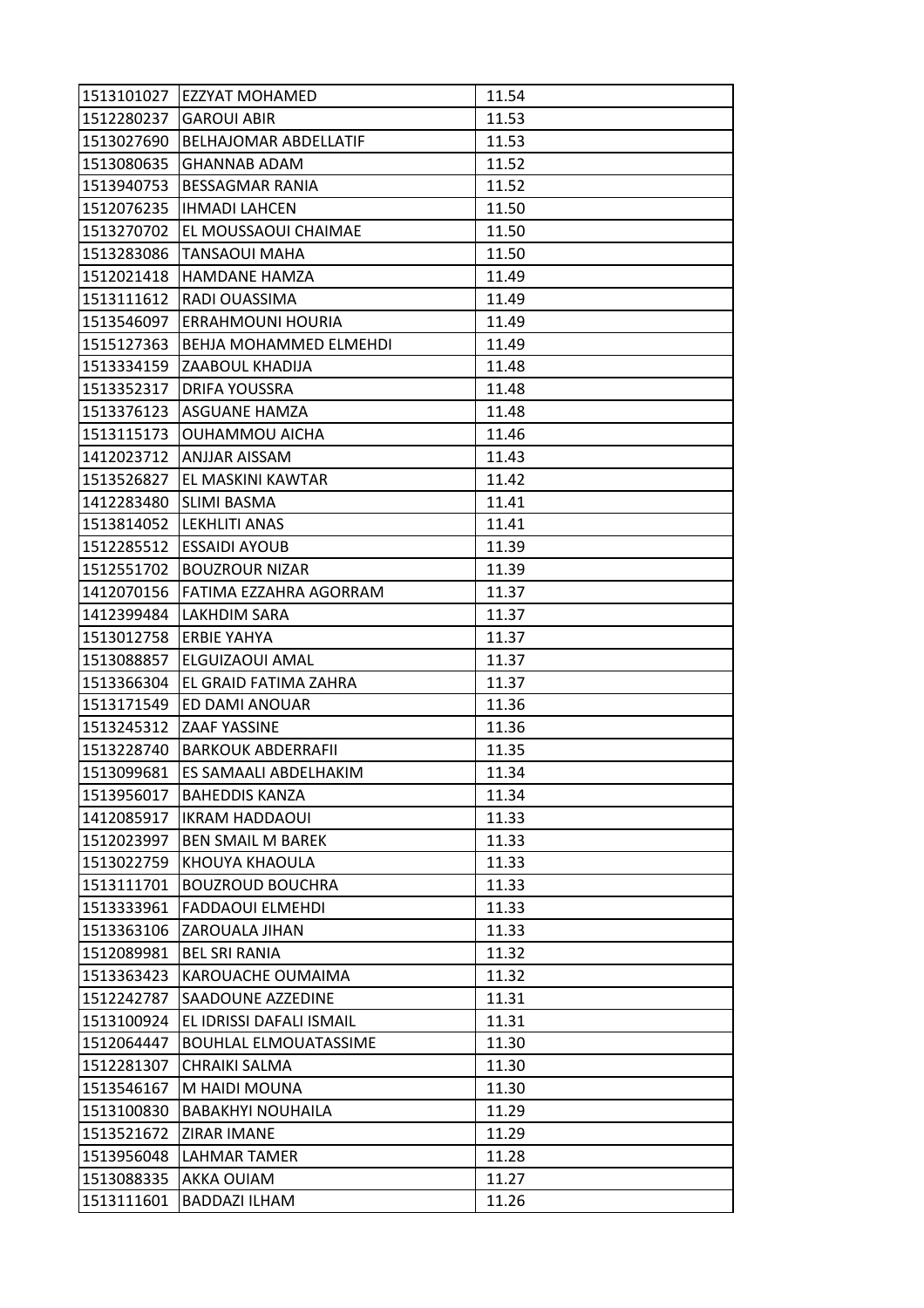| 1513101027 | EZZYAT MOHAMED | 11.54 |
|---|---|---|
| 1512280237 | GAROUI ABIR | 11.53 |
| 1513027690 | BELHAJOMAR ABDELLATIF | 11.53 |
| 1513080635 | GHANNAB ADAM | 11.52 |
| 1513940753 | BESSAGMAR RANIA | 11.52 |
| 1512076235 | IHMADI LAHCEN | 11.50 |
| 1513270702 | EL MOUSSAOUI CHAIMAE | 11.50 |
| 1513283086 | TANSAOUI MAHA | 11.50 |
| 1512021418 | HAMDANE HAMZA | 11.49 |
| 1513111612 | RADI OUASSIMA | 11.49 |
| 1513546097 | ERRAHMOUNI HOURIA | 11.49 |
| 1515127363 | BEHJA MOHAMMED ELMEHDI | 11.49 |
| 1513334159 | ZAABOUL KHADIJA | 11.48 |
| 1513352317 | DRIFA YOUSSRA | 11.48 |
| 1513376123 | ASGUANE HAMZA | 11.48 |
| 1513115173 | OUHAMMOU AICHA | 11.46 |
| 1412023712 | ANJJAR AISSAM | 11.43 |
| 1513526827 | EL MASKINI KAWTAR | 11.42 |
| 1412283480 | SLIMI BASMA | 11.41 |
| 1513814052 | LEKHLITI ANAS | 11.41 |
| 1512285512 | ESSAIDI AYOUB | 11.39 |
| 1512551702 | BOUZROUR NIZAR | 11.39 |
| 1412070156 | FATIMA EZZAHRA AGORRAM | 11.37 |
| 1412399484 | LAKHDIM SARA | 11.37 |
| 1513012758 | ERBIE YAHYA | 11.37 |
| 1513088857 | ELGUIZAOUI AMAL | 11.37 |
| 1513366304 | EL GRAID FATIMA ZAHRA | 11.37 |
| 1513171549 | ED DAMI ANOUAR | 11.36 |
| 1513245312 | ZAAF YASSINE | 11.36 |
| 1513228740 | BARKOUK ABDERRAFII | 11.35 |
| 1513099681 | ES SAMAALI ABDELHAKIM | 11.34 |
| 1513956017 | BAHEDDIS KANZA | 11.34 |
| 1412085917 | IKRAM HADDAOUI | 11.33 |
| 1512023997 | BEN SMAIL M BAREK | 11.33 |
| 1513022759 | KHOUYA KHAOULA | 11.33 |
| 1513111701 | BOUZROUD BOUCHRA | 11.33 |
| 1513333961 | FADDAOUI ELMEHDI | 11.33 |
| 1513363106 | ZAROUALA JIHAN | 11.33 |
| 1512089981 | BEL SRI RANIA | 11.32 |
| 1513363423 | KAROUACHE OUMAIMA | 11.32 |
| 1512242787 | SAADOUNE AZZEDINE | 11.31 |
| 1513100924 | EL IDRISSI DAFALI ISMAIL | 11.31 |
| 1512064447 | BOUHLAL ELMOUATASSIME | 11.30 |
| 1512281307 | CHRAIKI SALMA | 11.30 |
| 1513546167 | M HAIDI MOUNA | 11.30 |
| 1513100830 | BABAKHYI NOUHAILA | 11.29 |
| 1513521672 | ZIRAR IMANE | 11.29 |
| 1513956048 | LAHMAR TAMER | 11.28 |
| 1513088335 | AKKA OUIAM | 11.27 |
| 1513111601 | BADDAZI ILHAM | 11.26 |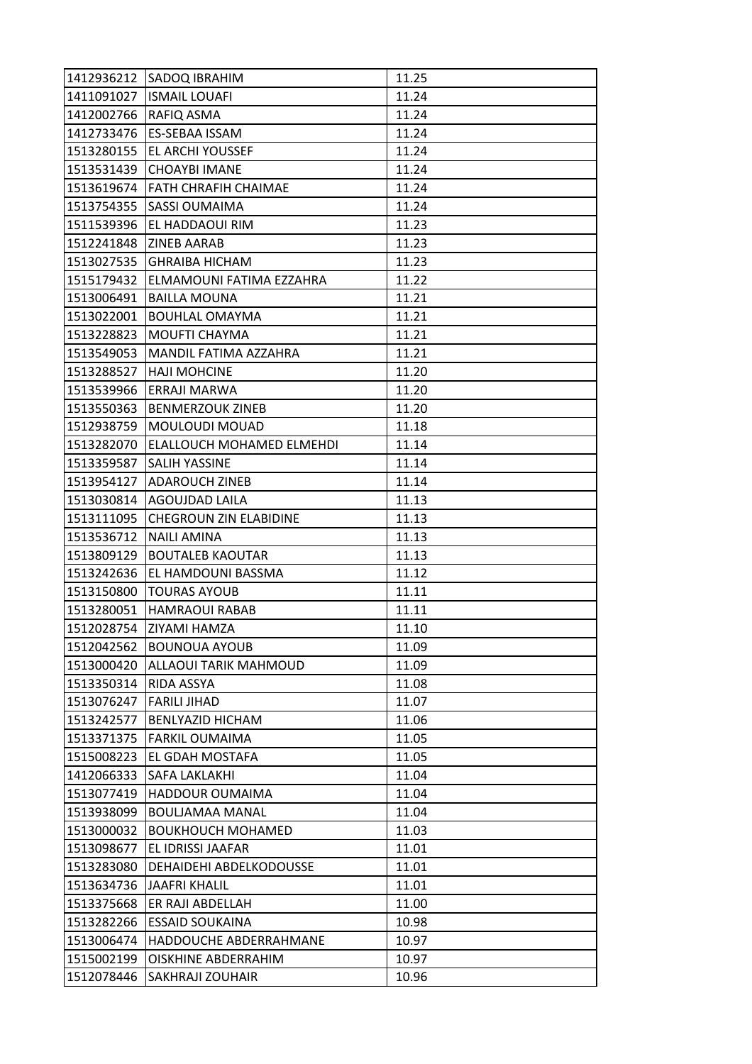| | | |
|---|---|---|
| 1412936212 | SADOQ IBRAHIM | 11.25 |
| 1411091027 | ISMAIL LOUAFI | 11.24 |
| 1412002766 | RAFIQ ASMA | 11.24 |
| 1412733476 | ES-SEBAA ISSAM | 11.24 |
| 1513280155 | EL ARCHI YOUSSEF | 11.24 |
| 1513531439 | CHOAYBI IMANE | 11.24 |
| 1513619674 | FATH CHRAFIH CHAIMAE | 11.24 |
| 1513754355 | SASSI OUMAIMA | 11.24 |
| 1511539396 | EL HADDAOUI RIM | 11.23 |
| 1512241848 | ZINEB AARAB | 11.23 |
| 1513027535 | GHRAIBA HICHAM | 11.23 |
| 1515179432 | ELMAMOUNI FATIMA EZZAHRA | 11.22 |
| 1513006491 | BAILLA MOUNA | 11.21 |
| 1513022001 | BOUHLAL OMAYMA | 11.21 |
| 1513228823 | MOUFTI CHAYMA | 11.21 |
| 1513549053 | MANDIL FATIMA AZZAHRA | 11.21 |
| 1513288527 | HAJI MOHCINE | 11.20 |
| 1513539966 | ERRAJI MARWA | 11.20 |
| 1513550363 | BENMERZOUK ZINEB | 11.20 |
| 1512938759 | MOULOUDI MOUAD | 11.18 |
| 1513282070 | ELALLOUCH MOHAMED ELMEHDI | 11.14 |
| 1513359587 | SALIH YASSINE | 11.14 |
| 1513954127 | ADAROUCH ZINEB | 11.14 |
| 1513030814 | AGOUJDAD LAILA | 11.13 |
| 1513111095 | CHEGROUN ZIN ELABIDINE | 11.13 |
| 1513536712 | NAILI AMINA | 11.13 |
| 1513809129 | BOUTALEB KAOUTAR | 11.13 |
| 1513242636 | EL HAMDOUNI BASSMA | 11.12 |
| 1513150800 | TOURAS AYOUB | 11.11 |
| 1513280051 | HAMRAOUI RABAB | 11.11 |
| 1512028754 | ZIYAMI HAMZA | 11.10 |
| 1512042562 | BOUNOUA AYOUB | 11.09 |
| 1513000420 | ALLAOUI TARIK MAHMOUD | 11.09 |
| 1513350314 | RIDA ASSYA | 11.08 |
| 1513076247 | FARILI JIHAD | 11.07 |
| 1513242577 | BENLYAZID HICHAM | 11.06 |
| 1513371375 | FARKIL OUMAIMA | 11.05 |
| 1515008223 | EL GDAH MOSTAFA | 11.05 |
| 1412066333 | SAFA LAKLAKHI | 11.04 |
| 1513077419 | HADDOUR OUMAIMA | 11.04 |
| 1513938099 | BOULJAMAA MANAL | 11.04 |
| 1513000032 | BOUKHOUCH MOHAMED | 11.03 |
| 1513098677 | EL IDRISSI JAAFAR | 11.01 |
| 1513283080 | DEHAIDEHI ABDELKODOUSSE | 11.01 |
| 1513634736 | JAAFRI KHALIL | 11.01 |
| 1513375668 | ER RAJI ABDELLAH | 11.00 |
| 1513282266 | ESSAID SOUKAINA | 10.98 |
| 1513006474 | HADDOUCHE ABDERRAHMANE | 10.97 |
| 1515002199 | OISKHINE ABDERRAHIM | 10.97 |
| 1512078446 | SAKHRAJI ZOUHAIR | 10.96 |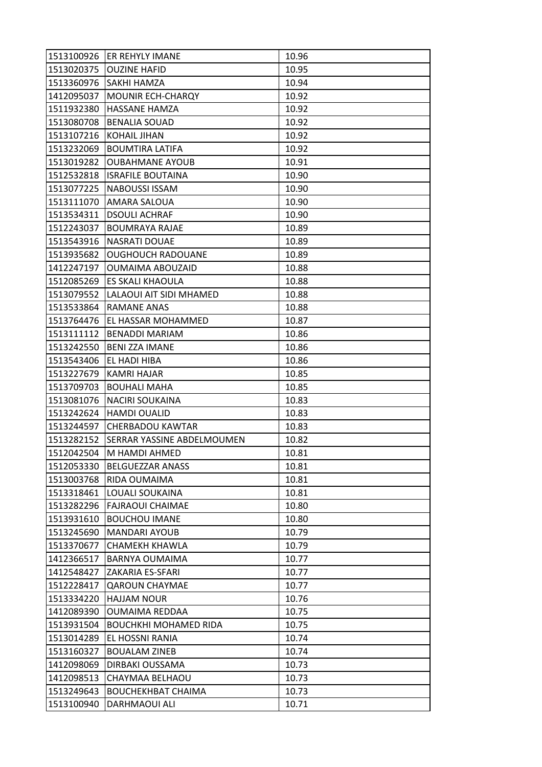| | | |
|---|---|---|
| 1513100926 | ER REHYLY IMANE | 10.96 |
| 1513020375 | OUZINE HAFID | 10.95 |
| 1513360976 | SAKHI HAMZA | 10.94 |
| 1412095037 | MOUNIR ECH-CHARQY | 10.92 |
| 1511932380 | HASSANE HAMZA | 10.92 |
| 1513080708 | BENALIA SOUAD | 10.92 |
| 1513107216 | KOHAIL JIHAN | 10.92 |
| 1513232069 | BOUMTIRA LATIFA | 10.92 |
| 1513019282 | OUBAHMANE AYOUB | 10.91 |
| 1512532818 | ISRAFILE BOUTAINA | 10.90 |
| 1513077225 | NABOUSSI ISSAM | 10.90 |
| 1513111070 | AMARA SALOUA | 10.90 |
| 1513534311 | DSOULI ACHRAF | 10.90 |
| 1512243037 | BOUMRAYA RAJAE | 10.89 |
| 1513543916 | NASRATI DOUAE | 10.89 |
| 1513935682 | OUGHOUCH RADOUANE | 10.89 |
| 1412247197 | OUMAIMA ABOUZAID | 10.88 |
| 1512085269 | ES SKALI KHAOULA | 10.88 |
| 1513079552 | LALAOUI AIT SIDI MHAMED | 10.88 |
| 1513533864 | RAMANE ANAS | 10.88 |
| 1513764476 | EL HASSAR MOHAMMED | 10.87 |
| 1513111112 | BENADDI MARIAM | 10.86 |
| 1513242550 | BENI ZZA IMANE | 10.86 |
| 1513543406 | EL HADI HIBA | 10.86 |
| 1513227679 | KAMRI HAJAR | 10.85 |
| 1513709703 | BOUHALI MAHA | 10.85 |
| 1513081076 | NACIRI SOUKAINA | 10.83 |
| 1513242624 | HAMDI OUALID | 10.83 |
| 1513244597 | CHERBADOU KAWTAR | 10.83 |
| 1513282152 | SERRAR YASSINE ABDELMOUMEN | 10.82 |
| 1512042504 | M HAMDI AHMED | 10.81 |
| 1512053330 | BELGUEZZAR ANASS | 10.81 |
| 1513003768 | RIDA OUMAIMA | 10.81 |
| 1513318461 | LOUALI SOUKAINA | 10.81 |
| 1513282296 | FAJRAOUI CHAIMAE | 10.80 |
| 1513931610 | BOUCHOU IMANE | 10.80 |
| 1513245690 | MANDARI AYOUB | 10.79 |
| 1513370677 | CHAMEKH KHAWLA | 10.79 |
| 1412366517 | BARNYA OUMAIMA | 10.77 |
| 1412548427 | ZAKARIA ES-SFARI | 10.77 |
| 1512228417 | QAROUN CHAYMAE | 10.77 |
| 1513334220 | HAJJAM NOUR | 10.76 |
| 1412089390 | OUMAIMA REDDAA | 10.75 |
| 1513931504 | BOUCHKHI MOHAMED RIDA | 10.75 |
| 1513014289 | EL HOSSNI RANIA | 10.74 |
| 1513160327 | BOUALAM ZINEB | 10.74 |
| 1412098069 | DIRBAKI OUSSAMA | 10.73 |
| 1412098513 | CHAYMAA BELHAOU | 10.73 |
| 1513249643 | BOUCHEKHBAT CHAIMA | 10.73 |
| 1513100940 | DARHMAOUI ALI | 10.71 |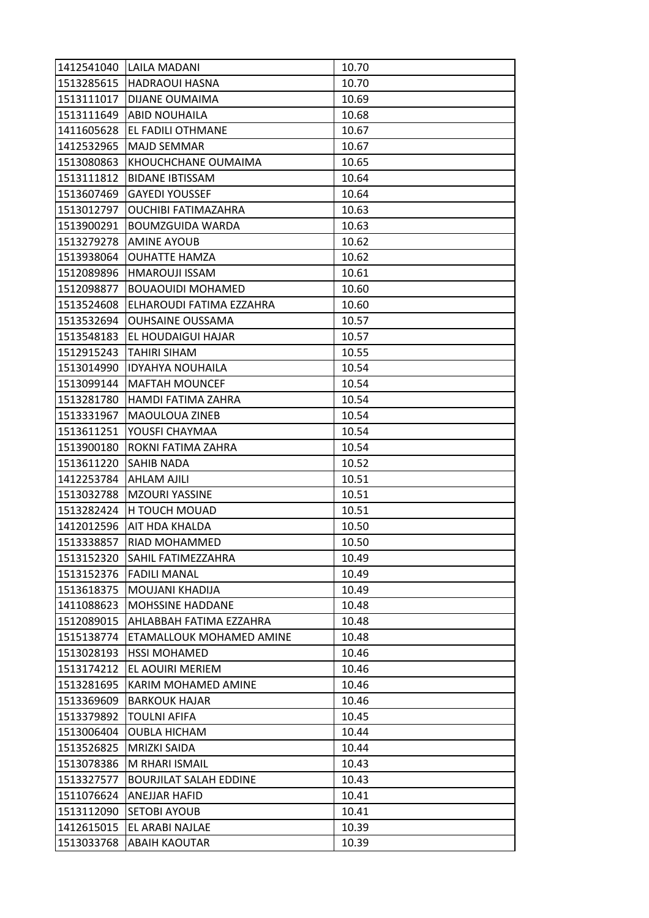| 1412541040 | LAILA MADANI | 10.70 |
|---|---|---|
| 1513285615 | HADRAOUI HASNA | 10.70 |
| 1513111017 | DIJANE OUMAIMA | 10.69 |
| 1513111649 | ABID NOUHAILA | 10.68 |
| 1411605628 | EL FADILI OTHMANE | 10.67 |
| 1412532965 | MAJD SEMMAR | 10.67 |
| 1513080863 | KHOUCHCHANE OUMAIMA | 10.65 |
| 1513111812 | BIDANE IBTISSAM | 10.64 |
| 1513607469 | GAYEDI YOUSSEF | 10.64 |
| 1513012797 | OUCHIBI FATIMAZAHRA | 10.63 |
| 1513900291 | BOUMZGUIDA WARDA | 10.63 |
| 1513279278 | AMINE AYOUB | 10.62 |
| 1513938064 | OUHATTE HAMZA | 10.62 |
| 1512089896 | HMAROUJI ISSAM | 10.61 |
| 1512098877 | BOUAOUIDI MOHAMED | 10.60 |
| 1513524608 | ELHAROUDI FATIMA EZZAHRA | 10.60 |
| 1513532694 | OUHSAINE OUSSAMA | 10.57 |
| 1513548183 | EL HOUDAIGUI HAJAR | 10.57 |
| 1512915243 | TAHIRI SIHAM | 10.55 |
| 1513014990 | IDYAHYA NOUHAILA | 10.54 |
| 1513099144 | MAFTAH MOUNCEF | 10.54 |
| 1513281780 | HAMDI FATIMA ZAHRA | 10.54 |
| 1513331967 | MAOULOUA ZINEB | 10.54 |
| 1513611251 | YOUSFI CHAYMAA | 10.54 |
| 1513900180 | ROKNI FATIMA ZAHRA | 10.54 |
| 1513611220 | SAHIB NADA | 10.52 |
| 1412253784 | AHLAM AJILI | 10.51 |
| 1513032788 | MZOURI YASSINE | 10.51 |
| 1513282424 | H TOUCH MOUAD | 10.51 |
| 1412012596 | AIT HDA KHALDA | 10.50 |
| 1513338857 | RIAD MOHAMMED | 10.50 |
| 1513152320 | SAHIL FATIMEZZAHRA | 10.49 |
| 1513152376 | FADILI MANAL | 10.49 |
| 1513618375 | MOUJANI KHADIJA | 10.49 |
| 1411088623 | MOHSSINE HADDANE | 10.48 |
| 1512089015 | AHLABBAH FATIMA EZZAHRA | 10.48 |
| 1515138774 | ETAMALLOUK MOHAMED AMINE | 10.48 |
| 1513028193 | HSSI MOHAMED | 10.46 |
| 1513174212 | EL AOUIRI MERIEM | 10.46 |
| 1513281695 | KARIM MOHAMED AMINE | 10.46 |
| 1513369609 | BARKOUK HAJAR | 10.46 |
| 1513379892 | TOULNI AFIFA | 10.45 |
| 1513006404 | OUBLA HICHAM | 10.44 |
| 1513526825 | MRIZKI SAIDA | 10.44 |
| 1513078386 | M RHARI ISMAIL | 10.43 |
| 1513327577 | BOURJILAT SALAH EDDINE | 10.43 |
| 1511076624 | ANEJJAR HAFID | 10.41 |
| 1513112090 | SETOBI AYOUB | 10.41 |
| 1412615015 | EL ARABI NAJLAE | 10.39 |
| 1513033768 | ABAIH KAOUTAR | 10.39 |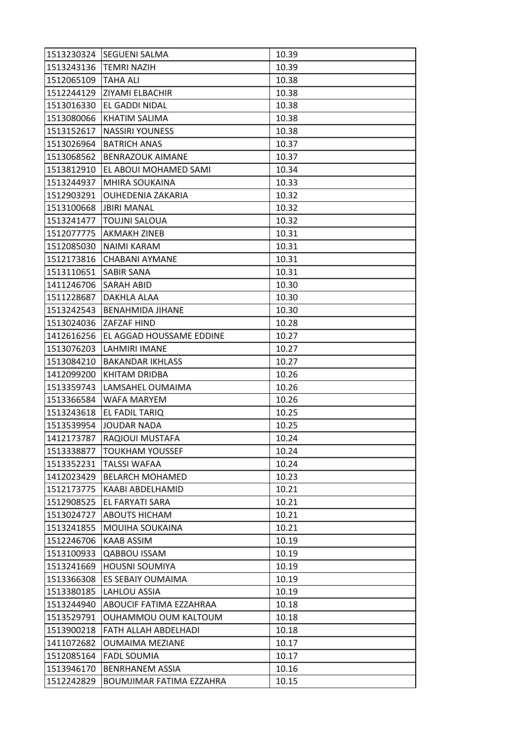| 1513230324 | SEGUENI SALMA | 10.39 |
|---|---|---|
| 1513243136 | TEMRI NAZIH | 10.39 |
| 1512065109 | TAHA ALI | 10.38 |
| 1512244129 | ZIYAMI ELBACHIR | 10.38 |
| 1513016330 | EL GADDI NIDAL | 10.38 |
| 1513080066 | KHATIM SALIMA | 10.38 |
| 1513152617 | NASSIRI YOUNESS | 10.38 |
| 1513026964 | BATRICH ANAS | 10.37 |
| 1513068562 | BENRAZOUK AIMANE | 10.37 |
| 1513812910 | EL ABOUI MOHAMED SAMI | 10.34 |
| 1513244937 | MHIRA SOUKAINA | 10.33 |
| 1512903291 | OUHEDENIA ZAKARIA | 10.32 |
| 1513100668 | JBIRI MANAL | 10.32 |
| 1513241477 | TOUJNI SALOUA | 10.32 |
| 1512077775 | AKMAKH ZINEB | 10.31 |
| 1512085030 | NAIMI KARAM | 10.31 |
| 1512173816 | CHABANI AYMANE | 10.31 |
| 1513110651 | SABIR SANA | 10.31 |
| 1411246706 | SARAH ABID | 10.30 |
| 1511228687 | DAKHLA ALAA | 10.30 |
| 1513242543 | BENAHMIDA JIHANE | 10.30 |
| 1513024036 | ZAFZAF HIND | 10.28 |
| 1412616256 | EL AGGAD HOUSSAME EDDINE | 10.27 |
| 1513076203 | LAHMIRI IMANE | 10.27 |
| 1513084210 | BAKANDAR IKHLASS | 10.27 |
| 1412099200 | KHITAM DRIDBA | 10.26 |
| 1513359743 | LAMSAHEL OUMAIMA | 10.26 |
| 1513366584 | WAFA MARYEM | 10.26 |
| 1513243618 | EL FADIL TARIQ | 10.25 |
| 1513539954 | JOUDAR NADA | 10.25 |
| 1412173787 | RAQIOUI MUSTAFA | 10.24 |
| 1513338877 | TOUKHAM YOUSSEF | 10.24 |
| 1513352231 | TALSSI WAFAA | 10.24 |
| 1412023429 | BELARCH MOHAMED | 10.23 |
| 1512173775 | KAABI ABDELHAMID | 10.21 |
| 1512908525 | EL FARYATI SARA | 10.21 |
| 1513024727 | ABOUTS HICHAM | 10.21 |
| 1513241855 | MOUIHA SOUKAINA | 10.21 |
| 1512246706 | KAAB ASSIM | 10.19 |
| 1513100933 | QABBOU ISSAM | 10.19 |
| 1513241669 | HOUSNI SOUMIYA | 10.19 |
| 1513366308 | ES SEBAIY OUMAIMA | 10.19 |
| 1513380185 | LAHLOU ASSIA | 10.19 |
| 1513244940 | ABOUCIF FATIMA EZZAHRAA | 10.18 |
| 1513529791 | OUHAMMOU OUM KALTOUM | 10.18 |
| 1513900218 | FATH ALLAH ABDELHADI | 10.18 |
| 1411072682 | OUMAIMA MEZIANE | 10.17 |
| 1512085164 | FADL SOUMIA | 10.17 |
| 1513946170 | BENRHANEM ASSIA | 10.16 |
| 1512242829 | BOUMJIMAR FATIMA EZZAHRA | 10.15 |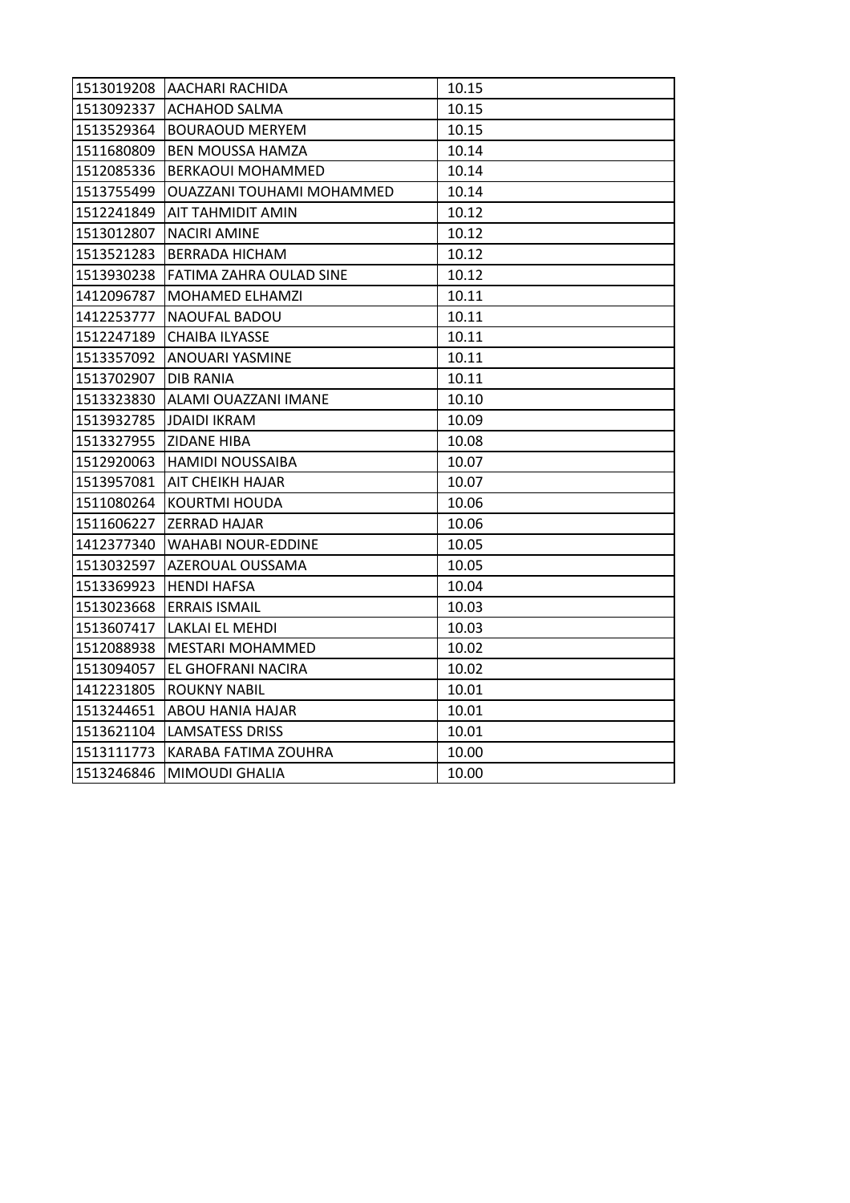| | | |
|---|---|---|
| 1513019208 | AACHARI RACHIDA | 10.15 |
| 1513092337 | ACHAHOD SALMA | 10.15 |
| 1513529364 | BOURAOUD MERYEM | 10.15 |
| 1511680809 | BEN MOUSSA HAMZA | 10.14 |
| 1512085336 | BERKAOUI MOHAMMED | 10.14 |
| 1513755499 | OUAZZANI TOUHAMI MOHAMMED | 10.14 |
| 1512241849 | AIT TAHMIDIT AMIN | 10.12 |
| 1513012807 | NACIRI AMINE | 10.12 |
| 1513521283 | BERRADA HICHAM | 10.12 |
| 1513930238 | FATIMA ZAHRA OULAD SINE | 10.12 |
| 1412096787 | MOHAMED ELHAMZI | 10.11 |
| 1412253777 | NAOUFAL BADOU | 10.11 |
| 1512247189 | CHAIBA ILYASSE | 10.11 |
| 1513357092 | ANOUARI YASMINE | 10.11 |
| 1513702907 | DIB RANIA | 10.11 |
| 1513323830 | ALAMI OUAZZANI IMANE | 10.10 |
| 1513932785 | JDAIDI IKRAM | 10.09 |
| 1513327955 | ZIDANE HIBA | 10.08 |
| 1512920063 | HAMIDI NOUSSAIBA | 10.07 |
| 1513957081 | AIT CHEIKH HAJAR | 10.07 |
| 1511080264 | KOURTMI HOUDA | 10.06 |
| 1511606227 | ZERRAD HAJAR | 10.06 |
| 1412377340 | WAHABI NOUR-EDDINE | 10.05 |
| 1513032597 | AZEROUAL OUSSAMA | 10.05 |
| 1513369923 | HENDI HAFSA | 10.04 |
| 1513023668 | ERRAIS ISMAIL | 10.03 |
| 1513607417 | LAKLAI EL MEHDI | 10.03 |
| 1512088938 | MESTARI MOHAMMED | 10.02 |
| 1513094057 | EL GHOFRANI NACIRA | 10.02 |
| 1412231805 | ROUKNY NABIL | 10.01 |
| 1513244651 | ABOU HANIA HAJAR | 10.01 |
| 1513621104 | LAMSATESS DRISS | 10.01 |
| 1513111773 | KARABA FATIMA ZOUHRA | 10.00 |
| 1513246846 | MIMOUDI GHALIA | 10.00 |